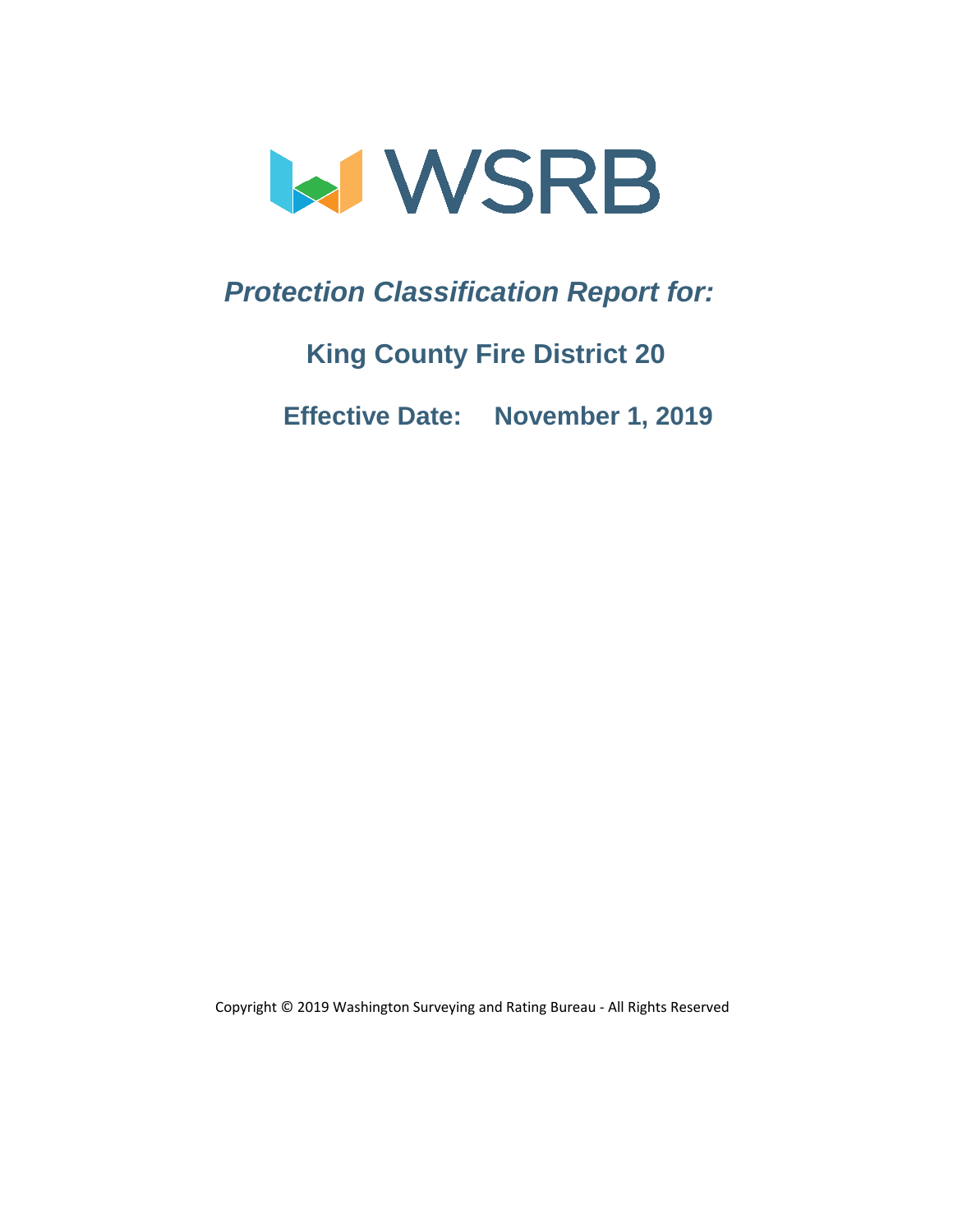WSRB

# *Protection Classification Report for:*

## King County Fire District 20

## Effective Date: November 1, 2019

Copyright © 2019 Washington Surveying and Rating Bureau - All Rights Reserved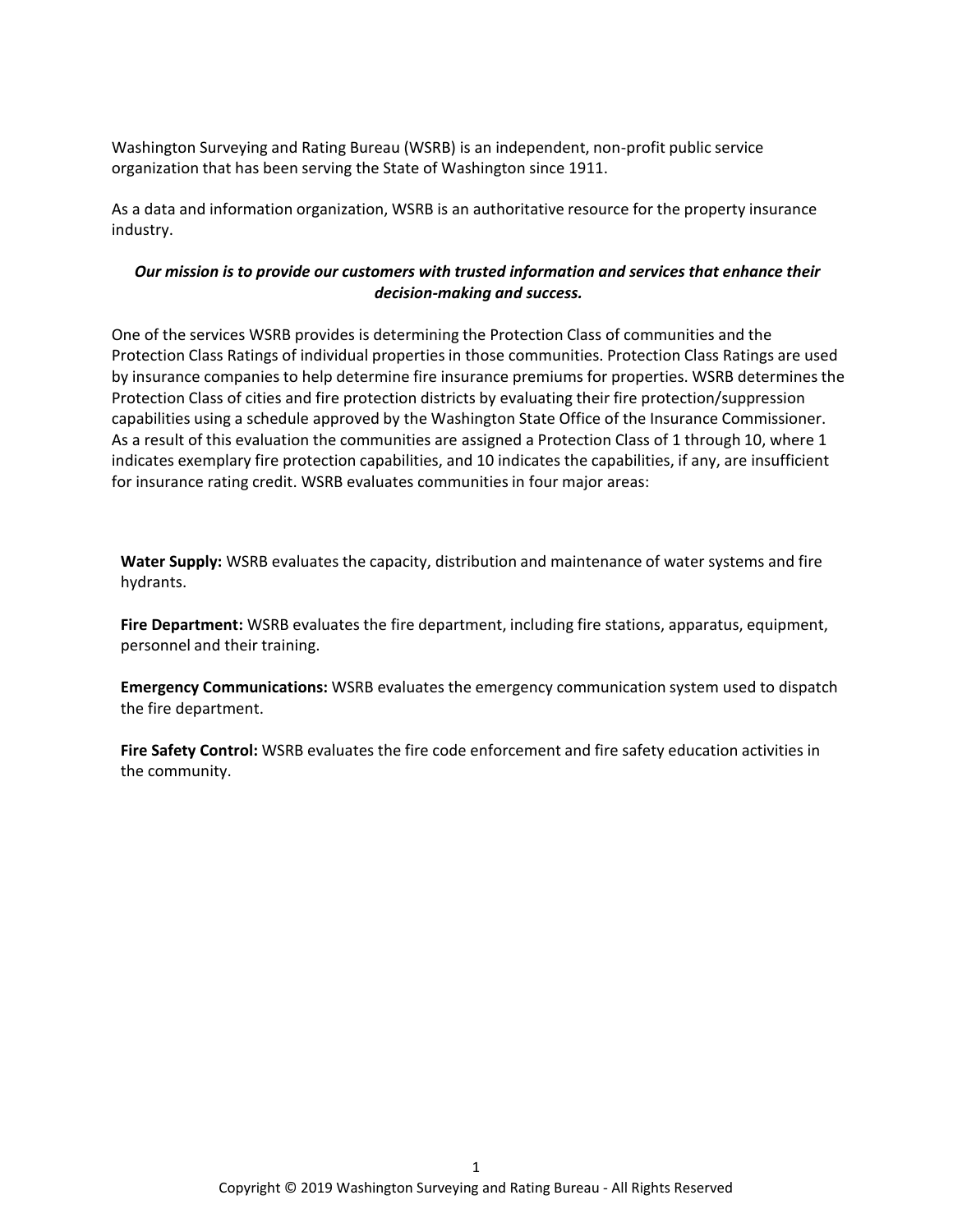Washington Surveying and Rating Bureau (WSRB) is an independent, non-profit public service organization that has been serving the State of Washington since 1911.

As a data and information organization, WSRB is an authoritative resource for the property insurance industry.

***Our mission is to provide our customers with trusted information and services that enhance their decision-making and success.***

One of the services WSRB provides is determining the Protection Class of communities and the Protection Class Ratings of individual properties in those communities. Protection Class Ratings are used by insurance companies to help determine fire insurance premiums for properties. WSRB determines the Protection Class of cities and fire protection districts by evaluating their fire protection/suppression capabilities using a schedule approved by the Washington State Office of the Insurance Commissioner. As a result of this evaluation the communities are assigned a Protection Class of 1 through 10, where 1 indicates exemplary fire protection capabilities, and 10 indicates the capabilities, if any, are insufficient for insurance rating credit. WSRB evaluates communities in four major areas:

**Water Supply:** WSRB evaluates the capacity, distribution and maintenance of water systems and fire hydrants.

**Fire Department:** WSRB evaluates the fire department, including fire stations, apparatus, equipment, personnel and their training.

**Emergency Communications:** WSRB evaluates the emergency communication system used to dispatch the fire department.

**Fire Safety Control:** WSRB evaluates the fire code enforcement and fire safety education activities in the community.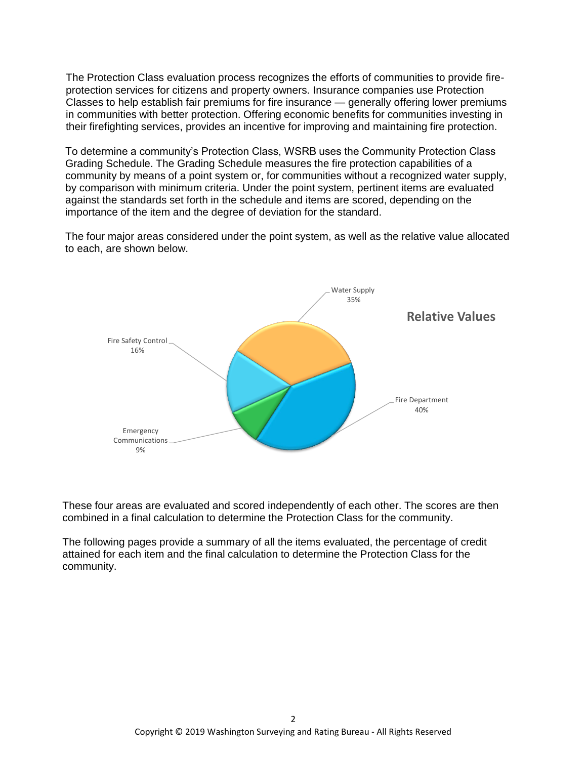The Protection Class evaluation process recognizes the efforts of communities to provide fire-protection services for citizens and property owners. Insurance companies use Protection Classes to help establish fair premiums for fire insurance — generally offering lower premiums in communities with better protection. Offering economic benefits for communities investing in their firefighting services, provides an incentive for improving and maintaining fire protection.

To determine a community's Protection Class, WSRB uses the Community Protection Class Grading Schedule. The Grading Schedule measures the fire protection capabilities of a community by means of a point system or, for communities without a recognized water supply, by comparison with minimum criteria. Under the point system, pertinent items are evaluated against the standards set forth in the schedule and items are scored, depending on the importance of the item and the degree of deviation for the standard.

The four major areas considered under the point system, as well as the relative value allocated to each, are shown below.

**Relative Values**

- Water Supply 35%
- Fire Department 40%
- Emergency Communications 9%
- Fire Safety Control 16%

These four areas are evaluated and scored independently of each other. The scores are then combined in a final calculation to determine the Protection Class for the community.

The following pages provide a summary of all the items evaluated, the percentage of credit attained for each item and the final calculation to determine the Protection Class for the community.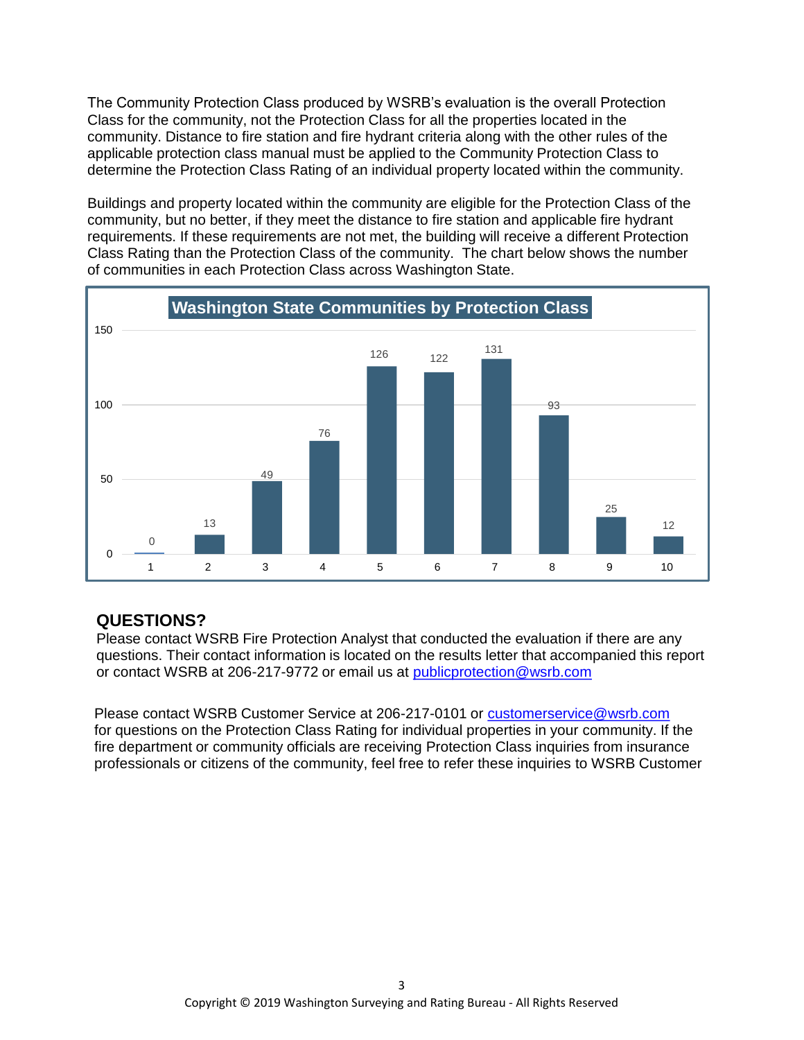The Community Protection Class produced by WSRB's evaluation is the overall Protection Class for the community, not the Protection Class for all the properties located in the community. Distance to fire station and fire hydrant criteria along with the other rules of the applicable protection class manual must be applied to the Community Protection Class to determine the Protection Class Rating of an individual property located within the community.

Buildings and property located within the community are eligible for the Protection Class of the community, but no better, if they meet the distance to fire station and applicable fire hydrant requirements. If these requirements are not met, the building will receive a different Protection Class Rating than the Protection Class of the community. The chart below shows the number of communities in each Protection Class across Washington State.

**Washington State Communities by Protection Class**

| Protection Class | Number of Communities |
|---|---|
| 1 | 0 |
| 2 | 13 |
| 3 | 49 |
| 4 | 76 |
| 5 | 126 |
| 6 | 122 |
| 7 | 131 |
| 8 | 93 |
| 9 | 25 |
| 10 | 12 |

## QUESTIONS?

Please contact WSRB Fire Protection Analyst that conducted the evaluation if there are any questions. Their contact information is located on the results letter that accompanied this report or contact WSRB at 206-217-9772 or email us at publicprotection@wsrb.com

Please contact WSRB Customer Service at 206-217-0101 or customerservice@wsrb.com for questions on the Protection Class Rating for individual properties in your community. If the fire department or community officials are receiving Protection Class inquiries from insurance professionals or citizens of the community, feel free to refer these inquiries to WSRB Customer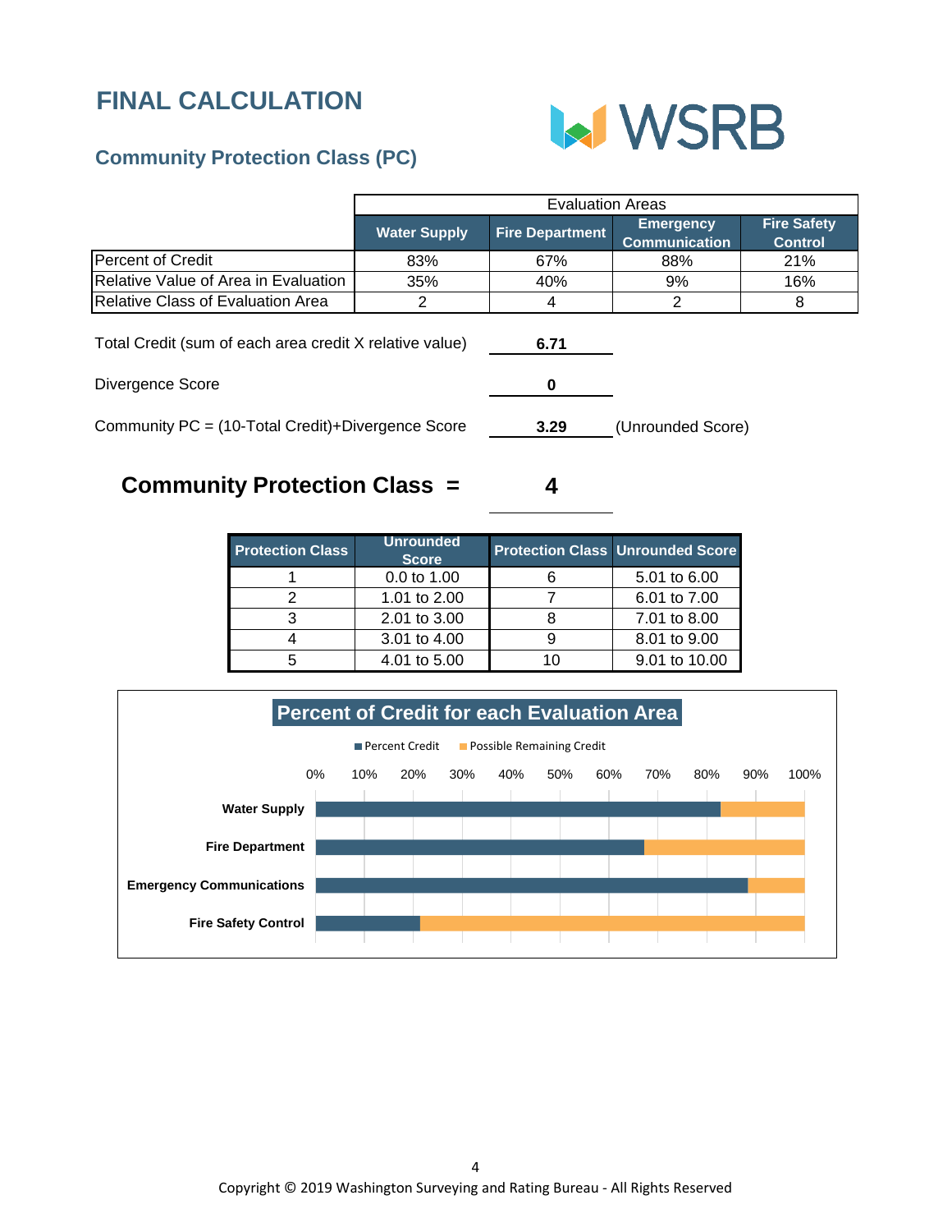# FINAL CALCULATION

## Community Protection Class (PC)

| | Evaluation Areas | | | |
|---|---|---|---|---|
| | **Water Supply** | **Fire Department** | **Emergency Communication** | **Fire Safety Control** |
| Percent of Credit | 83% | 67% | 88% | 21% |
| Relative Value of Area in Evaluation | 35% | 40% | 9% | 16% |
| Relative Class of Evaluation Area | 2 | 4 | 2 | 8 |

Total Credit (sum of each area credit X relative value) **6.71**

Divergence Score **0**

Community PC = (10-Total Credit)+Divergence Score **3.29** (Unrounded Score)

## Community Protection Class = 4

| Protection Class | Unrounded Score | Protection Class | Unrounded Score |
|---|---|---|---|
| 1 | 0.0 to 1.00 | 6 | 5.01 to 6.00 |
| 2 | 1.01 to 2.00 | 7 | 6.01 to 7.00 |
| 3 | 2.01 to 3.00 | 8 | 7.01 to 8.00 |
| 4 | 3.01 to 4.00 | 9 | 8.01 to 9.00 |
| 5 | 4.01 to 5.00 | 10 | 9.01 to 10.00 |

**Percent of Credit for each Evaluation Area**

Percent Credit / Possible Remaining Credit

| Evaluation Area | Percent Credit | Possible Remaining Credit |
|---|---|---|
| Water Supply | 83% | 17% |
| Fire Department | 67% | 33% |
| Emergency Communications | 88% | 12% |
| Fire Safety Control | 21% | 79% |

Copyright © 2019 Washington Surveying and Rating Bureau - All Rights Reserved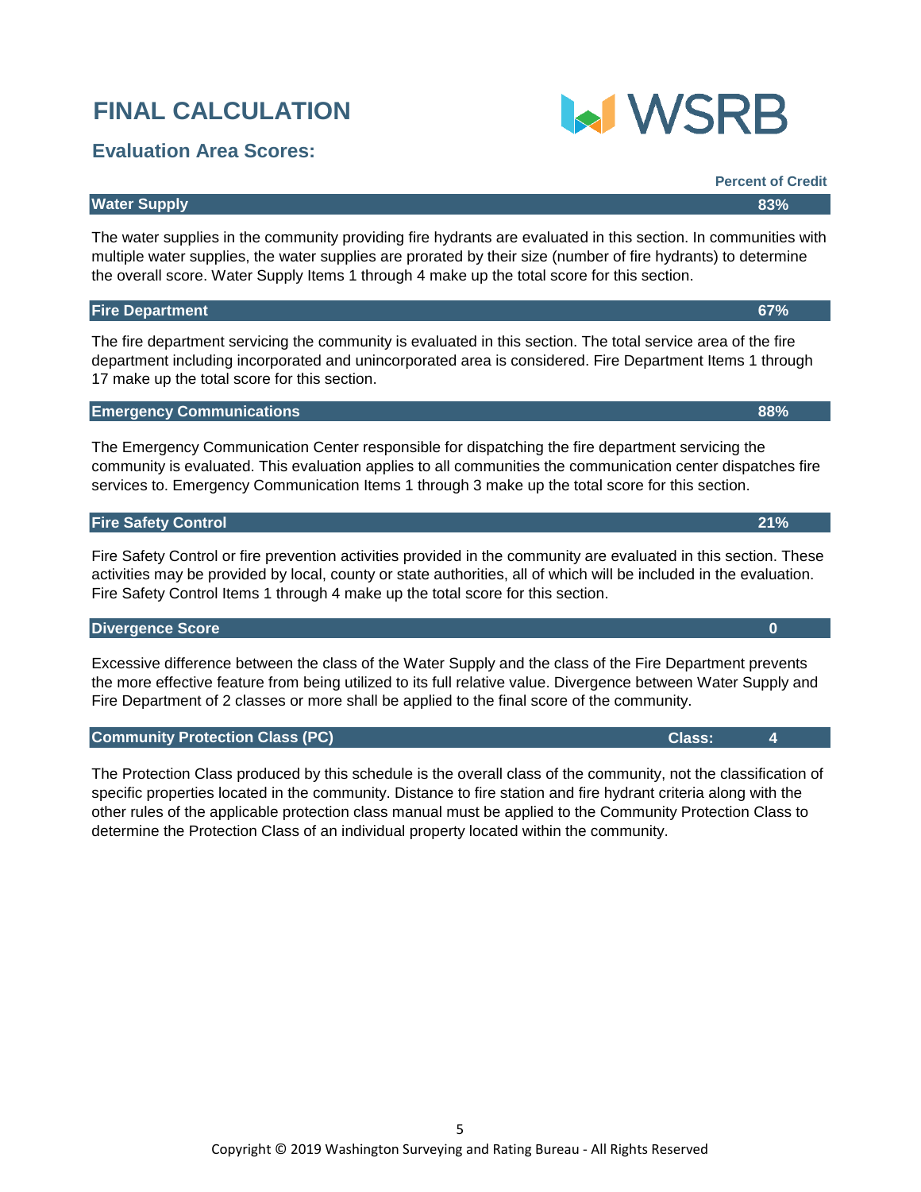# FINAL CALCULATION

## Evaluation Area Scores:

| | Percent of Credit |
|---|---|
| **Water Supply** | **83%** |

The water supplies in the community providing fire hydrants are evaluated in this section. In communities with multiple water supplies, the water supplies are prorated by their size (number of fire hydrants) to determine the overall score. Water Supply Items 1 through 4 make up the total score for this section.

| | |
|---|---|
| **Fire Department** | **67%** |

The fire department servicing the community is evaluated in this section. The total service area of the fire department including incorporated and unincorporated area is considered. Fire Department Items 1 through 17 make up the total score for this section.

| | |
|---|---|
| **Emergency Communications** | **88%** |

The Emergency Communication Center responsible for dispatching the fire department servicing the community is evaluated. This evaluation applies to all communities the communication center dispatches fire services to. Emergency Communication Items 1 through 3 make up the total score for this section.

| | |
|---|---|
| **Fire Safety Control** | **21%** |

Fire Safety Control or fire prevention activities provided in the community are evaluated in this section. These activities may be provided by local, county or state authorities, all of which will be included in the evaluation. Fire Safety Control Items 1 through 4 make up the total score for this section.

| | |
|---|---|
| **Divergence Score** | **0** |

Excessive difference between the class of the Water Supply and the class of the Fire Department prevents the more effective feature from being utilized to its full relative value. Divergence between Water Supply and Fire Department of 2 classes or more shall be applied to the final score of the community.

| | | |
|---|---|---|
| **Community Protection Class (PC)** | **Class:** | **4** |

The Protection Class produced by this schedule is the overall class of the community, not the classification of specific properties located in the community. Distance to fire station and fire hydrant criteria along with the other rules of the applicable protection class manual must be applied to the Community Protection Class to determine the Protection Class of an individual property located within the community.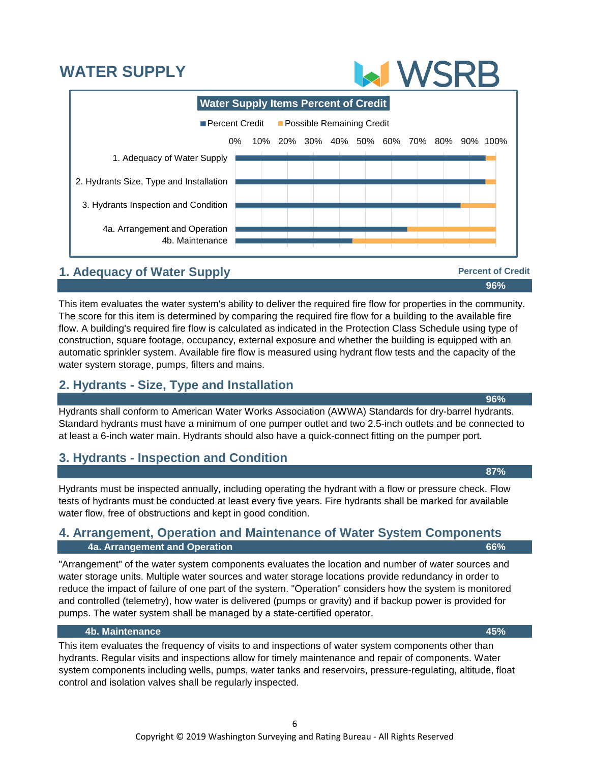# WATER SUPPLY

WSRB

**Water Supply Items Percent of Credit**

| Item | Percent Credit | Possible Remaining Credit |
|---|---|---|
| 1. Adequacy of Water Supply | 96% | 4% |
| 2. Hydrants Size, Type and Installation | 96% | 4% |
| 3. Hydrants Inspection and Condition | 87% | 13% |
| 4a. Arrangement and Operation | 66% | 34% |
| 4b. Maintenance | 45% | 55% |

## 1. Adequacy of Water Supply

**Percent of Credit**

**96%**

This item evaluates the water system's ability to deliver the required fire flow for properties in the community. The score for this item is determined by comparing the required fire flow for a building to the available fire flow. A building's required fire flow is calculated as indicated in the Protection Class Schedule using type of construction, square footage, occupancy, external exposure and whether the building is equipped with an automatic sprinkler system. Available fire flow is measured using hydrant flow tests and the capacity of the water system storage, pumps, filters and mains.

## 2. Hydrants - Size, Type and Installation

**96%**

Hydrants shall conform to American Water Works Association (AWWA) Standards for dry-barrel hydrants. Standard hydrants must have a minimum of one pumper outlet and two 2.5-inch outlets and be connected to at least a 6-inch water main. Hydrants should also have a quick-connect fitting on the pumper port.

## 3. Hydrants - Inspection and Condition

**87%**

Hydrants must be inspected annually, including operating the hydrant with a flow or pressure check. Flow tests of hydrants must be conducted at least every five years. Fire hydrants shall be marked for available water flow, free of obstructions and kept in good condition.

## 4. Arrangement, Operation and Maintenance of Water System Components

### 4a. Arrangement and Operation — 66%

"Arrangement" of the water system components evaluates the location and number of water sources and water storage units. Multiple water sources and water storage locations provide redundancy in order to reduce the impact of failure of one part of the system. "Operation" considers how the system is monitored and controlled (telemetry), how water is delivered (pumps or gravity) and if backup power is provided for pumps. The water system shall be managed by a state-certified operator.

### 4b. Maintenance — 45%

This item evaluates the frequency of visits to and inspections of water system components other than hydrants. Regular visits and inspections allow for timely maintenance and repair of components. Water system components including wells, pumps, water tanks and reservoirs, pressure-regulating, altitude, float control and isolation valves shall be regularly inspected.

Copyright © 2019 Washington Surveying and Rating Bureau - All Rights Reserved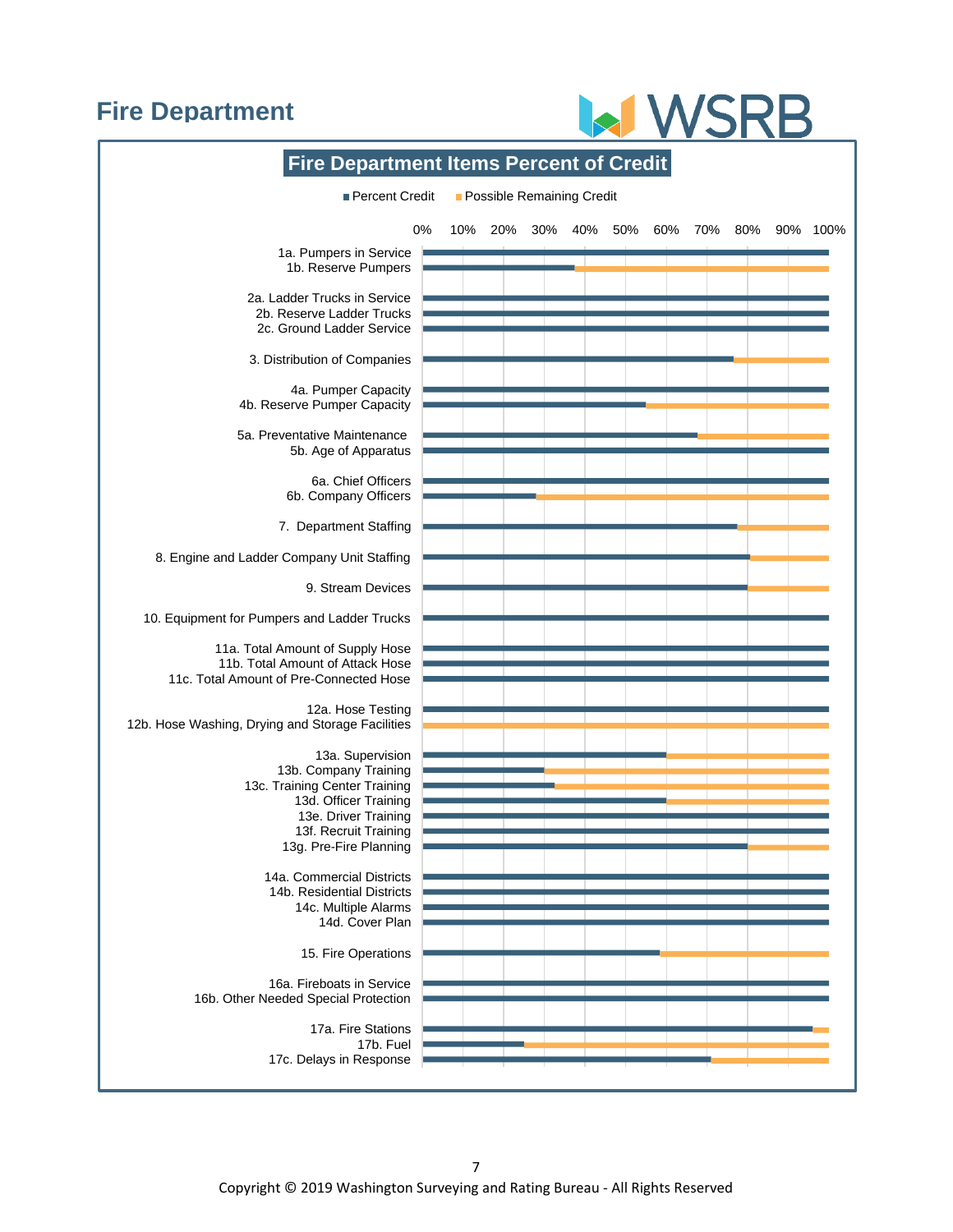# Fire Department

## Fire Department Items Percent of Credit

■ Percent Credit ■ Possible Remaining Credit

0% 10% 20% 30% 40% 50% 60% 70% 80% 90% 100%

1a. Pumpers in Service
1b. Reserve Pumpers

2a. Ladder Trucks in Service
2b. Reserve Ladder Trucks
2c. Ground Ladder Service

3. Distribution of Companies

4a. Pumper Capacity
4b. Reserve Pumper Capacity

5a. Preventative Maintenance
5b. Age of Apparatus

6a. Chief Officers
6b. Company Officers

7. Department Staffing

8. Engine and Ladder Company Unit Staffing

9. Stream Devices

10. Equipment for Pumpers and Ladder Trucks

11a. Total Amount of Supply Hose
11b. Total Amount of Attack Hose
11c. Total Amount of Pre-Connected Hose

12a. Hose Testing
12b. Hose Washing, Drying and Storage Facilities

13a. Supervision
13b. Company Training
13c. Training Center Training
13d. Officer Training
13e. Driver Training
13f. Recruit Training
13g. Pre-Fire Planning

14a. Commercial Districts
14b. Residential Districts
14c. Multiple Alarms
14d. Cover Plan

15. Fire Operations

16a. Fireboats in Service
16b. Other Needed Special Protection

17a. Fire Stations
17b. Fuel
17c. Delays in Response

Copyright © 2019 Washington Surveying and Rating Bureau - All Rights Reserved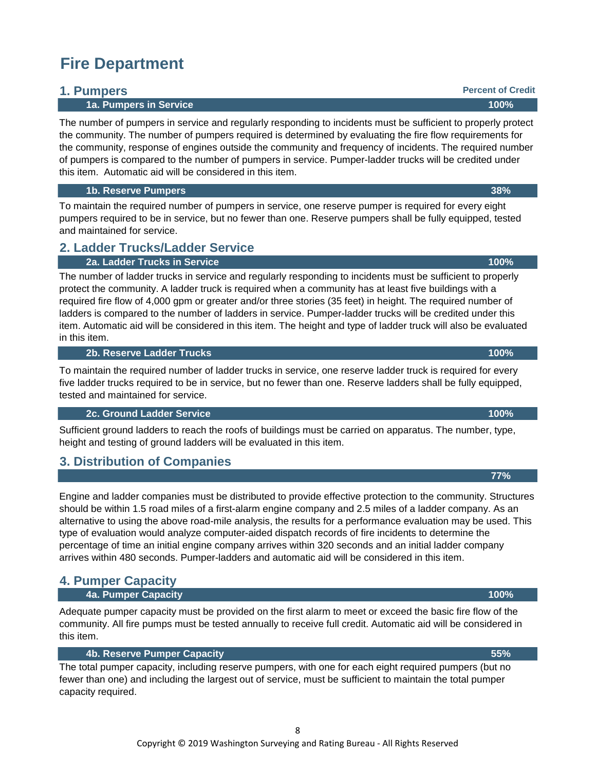# Fire Department

## 1. Pumpers

**Percent of Credit**

### 1a. Pumpers in Service — 100%

The number of pumpers in service and regularly responding to incidents must be sufficient to properly protect the community. The number of pumpers required is determined by evaluating the fire flow requirements for the community, response of engines outside the community and frequency of incidents. The required number of pumpers is compared to the number of pumpers in service. Pumper-ladder trucks will be credited under this item. Automatic aid will be considered in this item.

### 1b. Reserve Pumpers — 38%

To maintain the required number of pumpers in service, one reserve pumper is required for every eight pumpers required to be in service, but no fewer than one. Reserve pumpers shall be fully equipped, tested and maintained for service.

## 2. Ladder Trucks/Ladder Service

### 2a. Ladder Trucks in Service — 100%

The number of ladder trucks in service and regularly responding to incidents must be sufficient to properly protect the community. A ladder truck is required when a community has at least five buildings with a required fire flow of 4,000 gpm or greater and/or three stories (35 feet) in height. The required number of ladders is compared to the number of ladders in service. Pumper-ladder trucks will be credited under this item. Automatic aid will be considered in this item. The height and type of ladder truck will also be evaluated in this item.

### 2b. Reserve Ladder Trucks — 100%

To maintain the required number of ladder trucks in service, one reserve ladder truck is required for every five ladder trucks required to be in service, but no fewer than one. Reserve ladders shall be fully equipped, tested and maintained for service.

### 2c. Ground Ladder Service — 100%

Sufficient ground ladders to reach the roofs of buildings must be carried on apparatus. The number, type, height and testing of ground ladders will be evaluated in this item.

## 3. Distribution of Companies

**77%**

Engine and ladder companies must be distributed to provide effective protection to the community. Structures should be within 1.5 road miles of a first-alarm engine company and 2.5 miles of a ladder company. As an alternative to using the above road-mile analysis, the results for a performance evaluation may be used. This type of evaluation would analyze computer-aided dispatch records of fire incidents to determine the percentage of time an initial engine company arrives within 320 seconds and an initial ladder company arrives within 480 seconds. Pumper-ladders and automatic aid will be considered in this item.

## 4. Pumper Capacity

### 4a. Pumper Capacity — 100%

Adequate pumper capacity must be provided on the first alarm to meet or exceed the basic fire flow of the community. All fire pumps must be tested annually to receive full credit. Automatic aid will be considered in this item.

### 4b. Reserve Pumper Capacity — 55%

The total pumper capacity, including reserve pumpers, with one for each eight required pumpers (but no fewer than one) and including the largest out of service, must be sufficient to maintain the total pumper capacity required.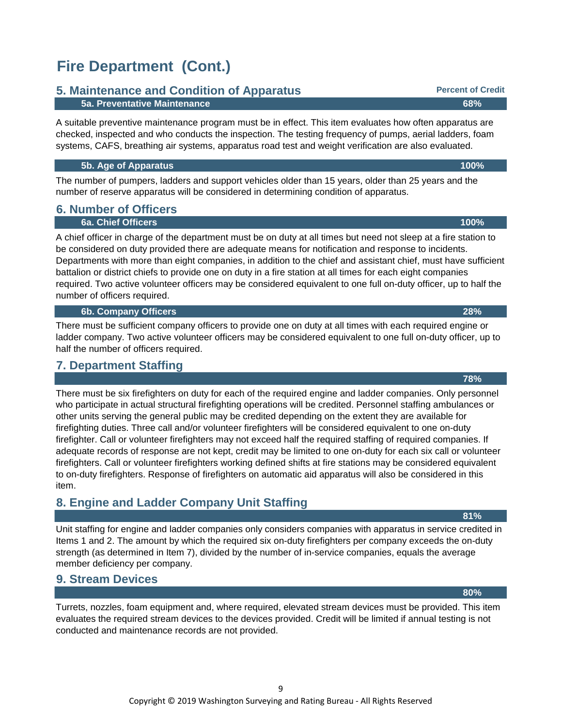# Fire Department (Cont.)

## 5. Maintenance and Condition of Apparatus

**Percent of Credit**

### 5a. Preventative Maintenance — 68%

A suitable preventive maintenance program must be in effect. This item evaluates how often apparatus are checked, inspected and who conducts the inspection. The testing frequency of pumps, aerial ladders, foam systems, CAFS, breathing air systems, apparatus road test and weight verification are also evaluated.

### 5b. Age of Apparatus — 100%

The number of pumpers, ladders and support vehicles older than 15 years, older than 25 years and the number of reserve apparatus will be considered in determining condition of apparatus.

## 6. Number of Officers

### 6a. Chief Officers — 100%

A chief officer in charge of the department must be on duty at all times but need not sleep at a fire station to be considered on duty provided there are adequate means for notification and response to incidents. Departments with more than eight companies, in addition to the chief and assistant chief, must have sufficient battalion or district chiefs to provide one on duty in a fire station at all times for each eight companies required. Two active volunteer officers may be considered equivalent to one full on-duty officer, up to half the number of officers required.

### 6b. Company Officers — 28%

There must be sufficient company officers to provide one on duty at all times with each required engine or ladder company. Two active volunteer officers may be considered equivalent to one full on-duty officer, up to half the number of officers required.

## 7. Department Staffing — 78%

There must be six firefighters on duty for each of the required engine and ladder companies. Only personnel who participate in actual structural firefighting operations will be credited. Personnel staffing ambulances or other units serving the general public may be credited depending on the extent they are available for firefighting duties. Three call and/or volunteer firefighters will be considered equivalent to one on-duty firefighter. Call or volunteer firefighters may not exceed half the required staffing of required companies. If adequate records of response are not kept, credit may be limited to one on-duty for each six call or volunteer firefighters. Call or volunteer firefighters working defined shifts at fire stations may be considered equivalent to on-duty firefighters. Response of firefighters on automatic aid apparatus will also be considered in this item.

## 8. Engine and Ladder Company Unit Staffing — 81%

Unit staffing for engine and ladder companies only considers companies with apparatus in service credited in Items 1 and 2. The amount by which the required six on-duty firefighters per company exceeds the on-duty strength (as determined in Item 7), divided by the number of in-service companies, equals the average member deficiency per company.

## 9. Stream Devices — 80%

Turrets, nozzles, foam equipment and, where required, elevated stream devices must be provided. This item evaluates the required stream devices to the devices provided. Credit will be limited if annual testing is not conducted and maintenance records are not provided.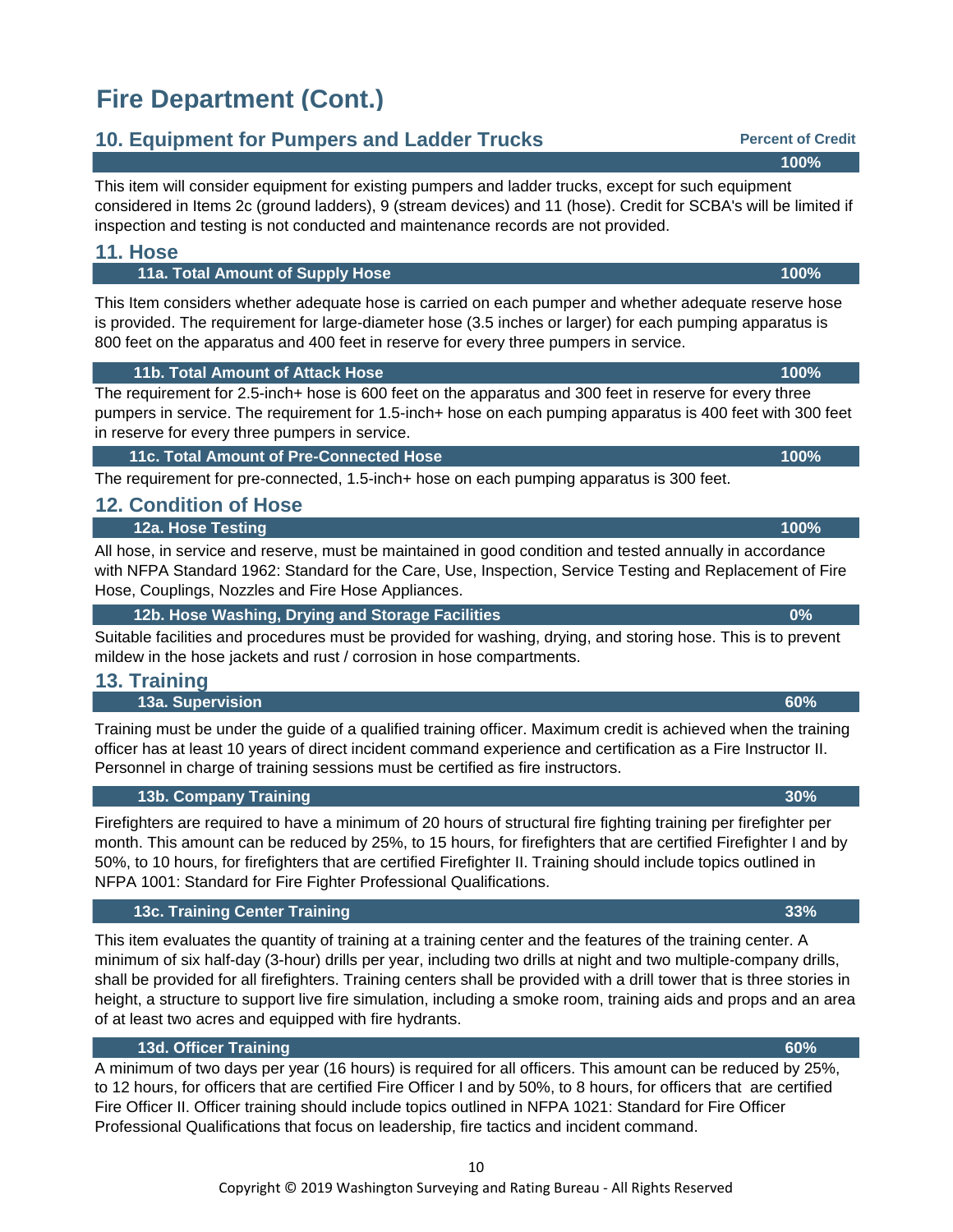# Fire Department (Cont.)

## 10. Equipment for Pumpers and Ladder Trucks

**Percent of Credit: 100%**

This item will consider equipment for existing pumpers and ladder trucks, except for such equipment considered in Items 2c (ground ladders), 9 (stream devices) and 11 (hose). Credit for SCBA's will be limited if inspection and testing is not conducted and maintenance records are not provided.

## 11. Hose

### 11a. Total Amount of Supply Hose — 100%

This Item considers whether adequate hose is carried on each pumper and whether adequate reserve hose is provided. The requirement for large-diameter hose (3.5 inches or larger) for each pumping apparatus is 800 feet on the apparatus and 400 feet in reserve for every three pumpers in service.

### 11b. Total Amount of Attack Hose — 100%

The requirement for 2.5-inch+ hose is 600 feet on the apparatus and 300 feet in reserve for every three pumpers in service. The requirement for 1.5-inch+ hose on each pumping apparatus is 400 feet with 300 feet in reserve for every three pumpers in service.

### 11c. Total Amount of Pre-Connected Hose — 100%

The requirement for pre-connected, 1.5-inch+ hose on each pumping apparatus is 300 feet.

## 12. Condition of Hose

### 12a. Hose Testing — 100%

All hose, in service and reserve, must be maintained in good condition and tested annually in accordance with NFPA Standard 1962: Standard for the Care, Use, Inspection, Service Testing and Replacement of Fire Hose, Couplings, Nozzles and Fire Hose Appliances.

### 12b. Hose Washing, Drying and Storage Facilities — 0%

Suitable facilities and procedures must be provided for washing, drying, and storing hose. This is to prevent mildew in the hose jackets and rust / corrosion in hose compartments.

## 13. Training

### 13a. Supervision — 60%

Training must be under the guide of a qualified training officer. Maximum credit is achieved when the training officer has at least 10 years of direct incident command experience and certification as a Fire Instructor II. Personnel in charge of training sessions must be certified as fire instructors.

### 13b. Company Training — 30%

Firefighters are required to have a minimum of 20 hours of structural fire fighting training per firefighter per month. This amount can be reduced by 25%, to 15 hours, for firefighters that are certified Firefighter I and by 50%, to 10 hours, for firefighters that are certified Firefighter II. Training should include topics outlined in NFPA 1001: Standard for Fire Fighter Professional Qualifications.

### 13c. Training Center Training — 33%

This item evaluates the quantity of training at a training center and the features of the training center. A minimum of six half-day (3-hour) drills per year, including two drills at night and two multiple-company drills, shall be provided for all firefighters. Training centers shall be provided with a drill tower that is three stories in height, a structure to support live fire simulation, including a smoke room, training aids and props and an area of at least two acres and equipped with fire hydrants.

### 13d. Officer Training — 60%

A minimum of two days per year (16 hours) is required for all officers. This amount can be reduced by 25%, to 12 hours, for officers that are certified Fire Officer I and by 50%, to 8 hours, for officers that are certified Fire Officer II. Officer training should include topics outlined in NFPA 1021: Standard for Fire Officer Professional Qualifications that focus on leadership, fire tactics and incident command.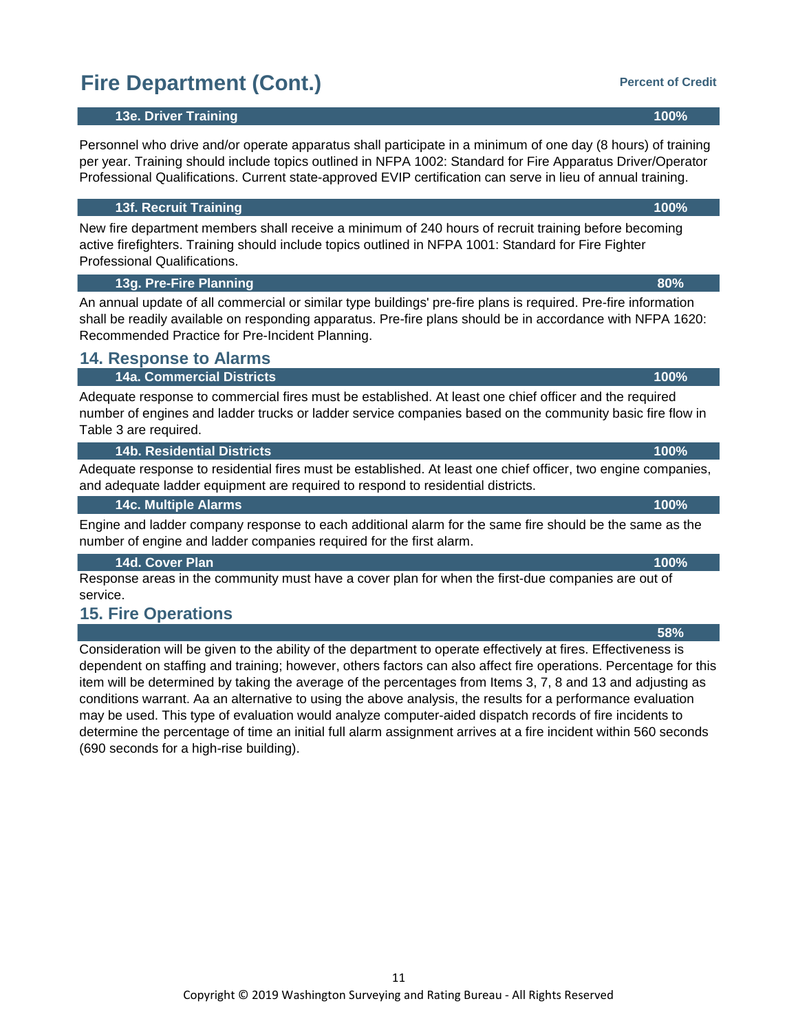# Fire Department (Cont.)

**Percent of Credit**

### 13e. Driver Training — 100%

Personnel who drive and/or operate apparatus shall participate in a minimum of one day (8 hours) of training per year. Training should include topics outlined in NFPA 1002: Standard for Fire Apparatus Driver/Operator Professional Qualifications. Current state-approved EVIP certification can serve in lieu of annual training.

### 13f. Recruit Training — 100%

New fire department members shall receive a minimum of 240 hours of recruit training before becoming active firefighters. Training should include topics outlined in NFPA 1001: Standard for Fire Fighter Professional Qualifications.

### 13g. Pre-Fire Planning — 80%

An annual update of all commercial or similar type buildings' pre-fire plans is required. Pre-fire information shall be readily available on responding apparatus. Pre-fire plans should be in accordance with NFPA 1620: Recommended Practice for Pre-Incident Planning.

## 14. Response to Alarms

### 14a. Commercial Districts — 100%

Adequate response to commercial fires must be established. At least one chief officer and the required number of engines and ladder trucks or ladder service companies based on the community basic fire flow in Table 3 are required.

### 14b. Residential Districts — 100%

Adequate response to residential fires must be established. At least one chief officer, two engine companies, and adequate ladder equipment are required to respond to residential districts.

### 14c. Multiple Alarms — 100%

Engine and ladder company response to each additional alarm for the same fire should be the same as the number of engine and ladder companies required for the first alarm.

### 14d. Cover Plan — 100%

Response areas in the community must have a cover plan for when the first-due companies are out of service.

## 15. Fire Operations

**58%**

Consideration will be given to the ability of the department to operate effectively at fires. Effectiveness is dependent on staffing and training; however, others factors can also affect fire operations. Percentage for this item will be determined by taking the average of the percentages from Items 3, 7, 8 and 13 and adjusting as conditions warrant. Aa an alternative to using the above analysis, the results for a performance evaluation may be used. This type of evaluation would analyze computer-aided dispatch records of fire incidents to determine the percentage of time an initial full alarm assignment arrives at a fire incident within 560 seconds (690 seconds for a high-rise building).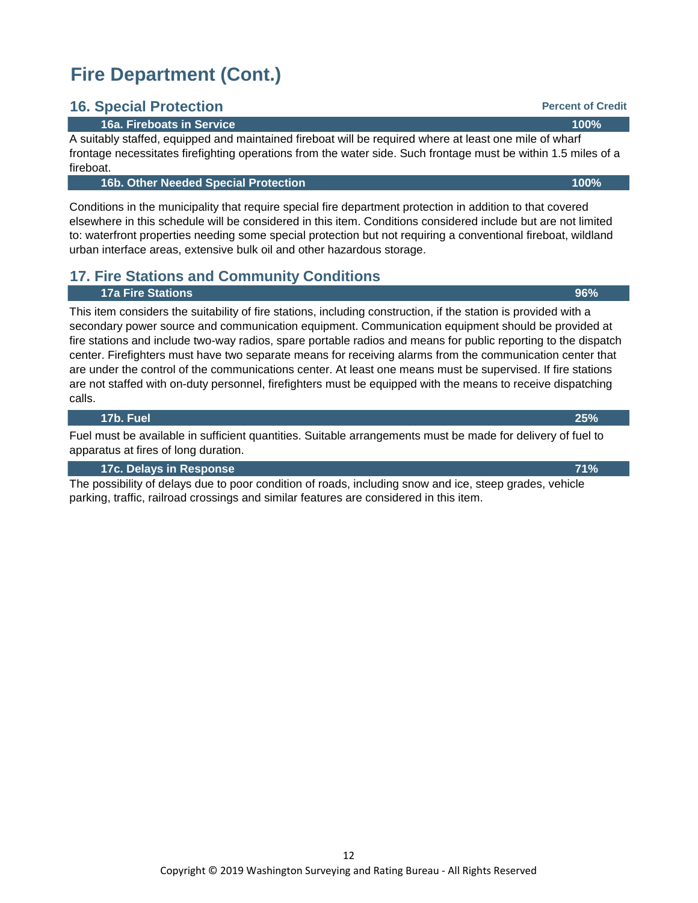# Fire Department (Cont.)

## 16. Special Protection

**Percent of Credit**

| 16a. Fireboats in Service | 100% |
|---|---|

A suitably staffed, equipped and maintained fireboat will be required where at least one mile of wharf frontage necessitates firefighting operations from the water side. Such frontage must be within 1.5 miles of a fireboat.

| 16b. Other Needed Special Protection | 100% |
|---|---|

Conditions in the municipality that require special fire department protection in addition to that covered elsewhere in this schedule will be considered in this item. Conditions considered include but are not limited to: waterfront properties needing some special protection but not requiring a conventional fireboat, wildland urban interface areas, extensive bulk oil and other hazardous storage.

## 17. Fire Stations and Community Conditions

| 17a Fire Stations | 96% |
|---|---|

This item considers the suitability of fire stations, including construction, if the station is provided with a secondary power source and communication equipment. Communication equipment should be provided at fire stations and include two-way radios, spare portable radios and means for public reporting to the dispatch center. Firefighters must have two separate means for receiving alarms from the communication center that are under the control of the communications center. At least one means must be supervised. If fire stations are not staffed with on-duty personnel, firefighters must be equipped with the means to receive dispatching calls.

| 17b. Fuel | 25% |
|---|---|

Fuel must be available in sufficient quantities. Suitable arrangements must be made for delivery of fuel to apparatus at fires of long duration.

| 17c. Delays in Response | 71% |
|---|---|

The possibility of delays due to poor condition of roads, including snow and ice, steep grades, vehicle parking, traffic, railroad crossings and similar features are considered in this item.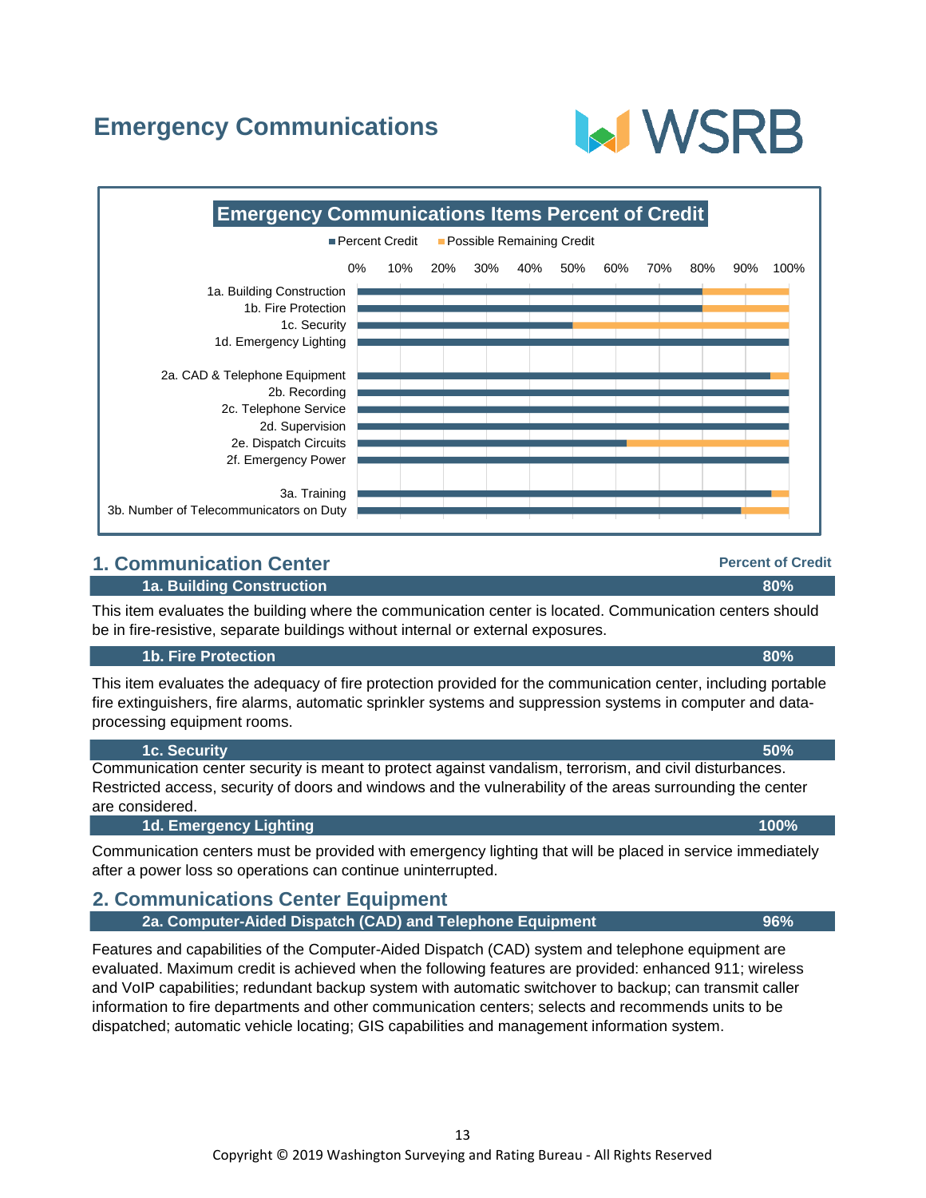# Emergency Communications

**Emergency Communications Items Percent of Credit**

| Item | Percent Credit | Possible Remaining Credit |
|---|---|---|
| 1a. Building Construction | 80% | 20% |
| 1b. Fire Protection | 80% | 20% |
| 1c. Security | 50% | 50% |
| 1d. Emergency Lighting | 100% | 0% |
| 2a. CAD & Telephone Equipment | 96% | 4% |
| 2b. Recording | 100% | 0% |
| 2c. Telephone Service | 100% | 0% |
| 2d. Supervision | 100% | 0% |
| 2e. Dispatch Circuits | 62% | 38% |
| 2f. Emergency Power | 100% | 0% |
| 3a. Training | 96% | 4% |
| 3b. Number of Telecommunicators on Duty | 89% | 11% |

## 1. Communication Center

**Percent of Credit**

### 1a. Building Construction — 80%

This item evaluates the building where the communication center is located. Communication centers should be in fire-resistive, separate buildings without internal or external exposures.

### 1b. Fire Protection — 80%

This item evaluates the adequacy of fire protection provided for the communication center, including portable fire extinguishers, fire alarms, automatic sprinkler systems and suppression systems in computer and data-processing equipment rooms.

### 1c. Security — 50%

Communication center security is meant to protect against vandalism, terrorism, and civil disturbances. Restricted access, security of doors and windows and the vulnerability of the areas surrounding the center are considered.

### 1d. Emergency Lighting — 100%

Communication centers must be provided with emergency lighting that will be placed in service immediately after a power loss so operations can continue uninterrupted.

## 2. Communications Center Equipment

### 2a. Computer-Aided Dispatch (CAD) and Telephone Equipment — 96%

Features and capabilities of the Computer-Aided Dispatch (CAD) system and telephone equipment are evaluated. Maximum credit is achieved when the following features are provided: enhanced 911; wireless and VoIP capabilities; redundant backup system with automatic switchover to backup; can transmit caller information to fire departments and other communication centers; selects and recommends units to be dispatched; automatic vehicle locating; GIS capabilities and management information system.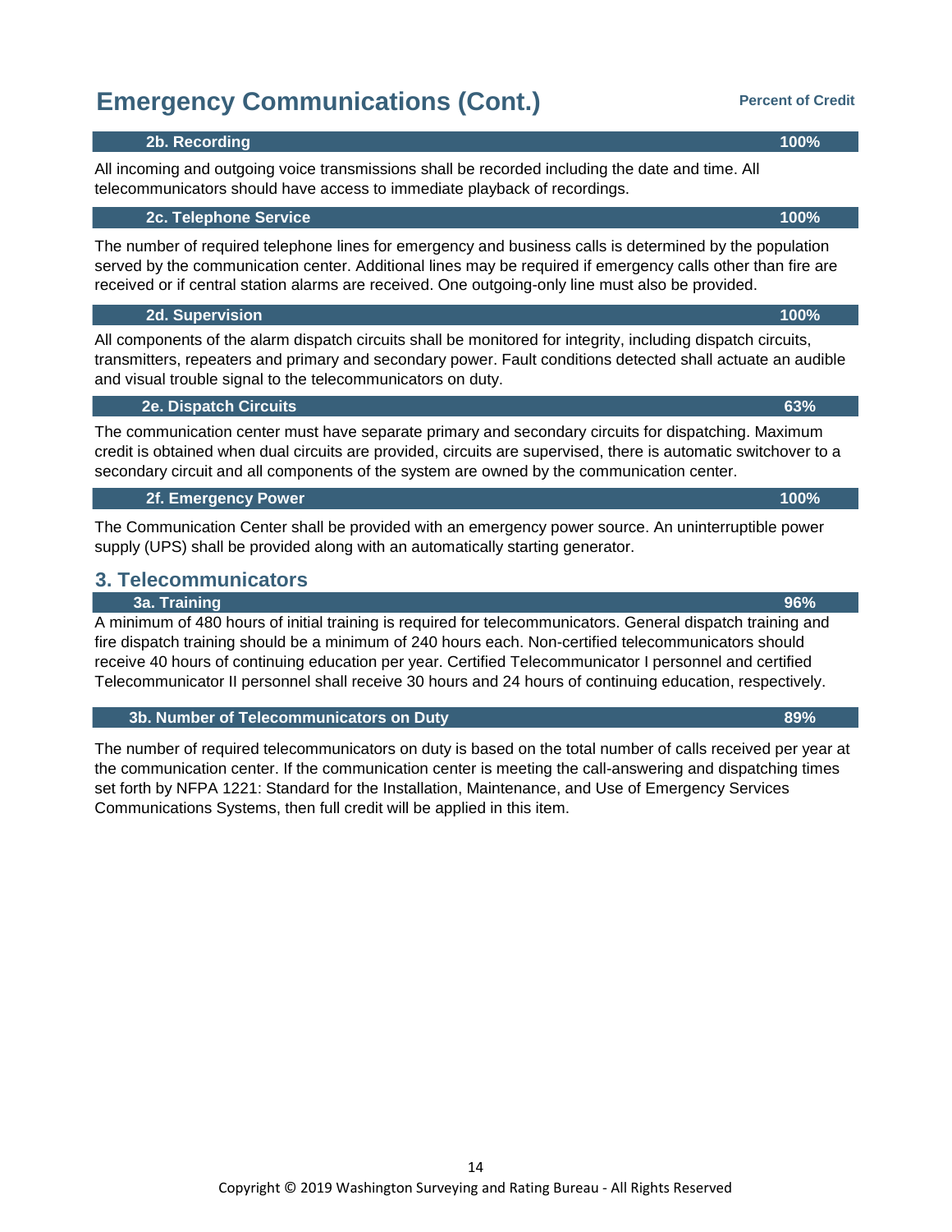## Emergency Communications (Cont.)

**Percent of Credit**

| 2b. Recording | 100% |
|---|---|

All incoming and outgoing voice transmissions shall be recorded including the date and time. All telecommunicators should have access to immediate playback of recordings.

| 2c. Telephone Service | 100% |
|---|---|

The number of required telephone lines for emergency and business calls is determined by the population served by the communication center. Additional lines may be required if emergency calls other than fire are received or if central station alarms are received. One outgoing-only line must also be provided.

| 2d. Supervision | 100% |
|---|---|

All components of the alarm dispatch circuits shall be monitored for integrity, including dispatch circuits, transmitters, repeaters and primary and secondary power. Fault conditions detected shall actuate an audible and visual trouble signal to the telecommunicators on duty.

| 2e. Dispatch Circuits | 63% |
|---|---|

The communication center must have separate primary and secondary circuits for dispatching. Maximum credit is obtained when dual circuits are provided, circuits are supervised, there is automatic switchover to a secondary circuit and all components of the system are owned by the communication center.

| 2f. Emergency Power | 100% |
|---|---|

The Communication Center shall be provided with an emergency power source. An uninterruptible power supply (UPS) shall be provided along with an automatically starting generator.

## 3. Telecommunicators

| 3a. Training | 96% |
|---|---|

A minimum of 480 hours of initial training is required for telecommunicators. General dispatch training and fire dispatch training should be a minimum of 240 hours each. Non-certified telecommunicators should receive 40 hours of continuing education per year. Certified Telecommunicator I personnel and certified Telecommunicator II personnel shall receive 30 hours and 24 hours of continuing education, respectively.

| 3b. Number of Telecommunicators on Duty | 89% |
|---|---|

The number of required telecommunicators on duty is based on the total number of calls received per year at the communication center. If the communication center is meeting the call-answering and dispatching times set forth by NFPA 1221: Standard for the Installation, Maintenance, and Use of Emergency Services Communications Systems, then full credit will be applied in this item.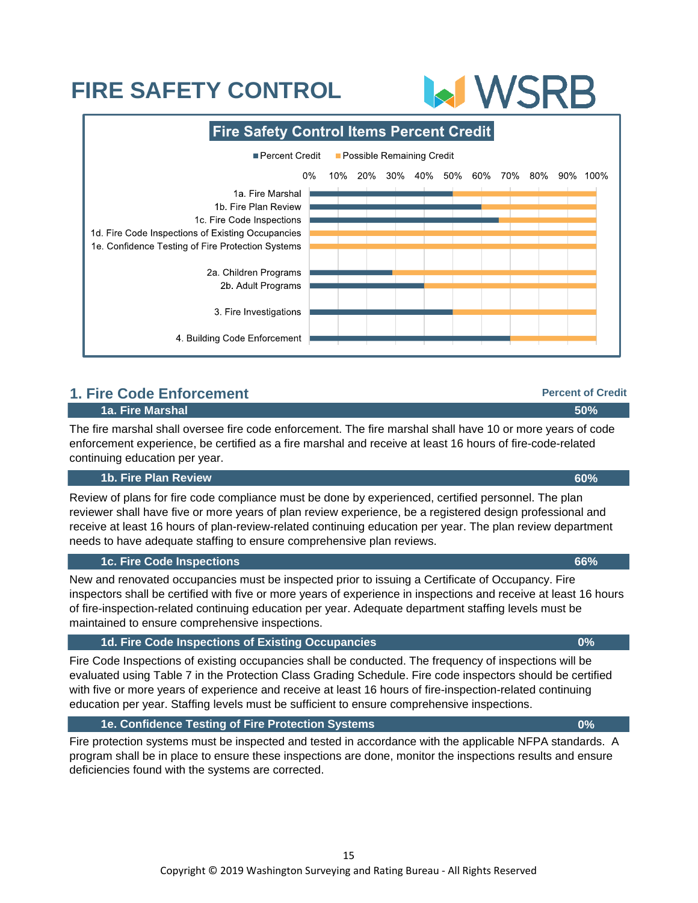# FIRE SAFETY CONTROL

## Fire Safety Control Items Percent Credit

| Item | Percent Credit | Possible Remaining Credit |
|---|---|---|
| 1a. Fire Marshal | 50% | 50% |
| 1b. Fire Plan Review | 60% | 40% |
| 1c. Fire Code Inspections | 66% | 34% |
| 1d. Fire Code Inspections of Existing Occupancies | 0% | 100% |
| 1e. Confidence Testing of Fire Protection Systems | 0% | 100% |
| 2a. Children Programs | 29% | 71% |
| 2b. Adult Programs | 40% | 60% |
| 3. Fire Investigations | 50% | 50% |
| 4. Building Code Enforcement | 70% | 30% |

## 1. Fire Code Enforcement

**Percent of Credit**

### 1a. Fire Marshal — 50%

The fire marshal shall oversee fire code enforcement. The fire marshal shall have 10 or more years of code enforcement experience, be certified as a fire marshal and receive at least 16 hours of fire-code-related continuing education per year.

### 1b. Fire Plan Review — 60%

Review of plans for fire code compliance must be done by experienced, certified personnel. The plan reviewer shall have five or more years of plan review experience, be a registered design professional and receive at least 16 hours of plan-review-related continuing education per year. The plan review department needs to have adequate staffing to ensure comprehensive plan reviews.

### 1c. Fire Code Inspections — 66%

New and renovated occupancies must be inspected prior to issuing a Certificate of Occupancy. Fire inspectors shall be certified with five or more years of experience in inspections and receive at least 16 hours of fire-inspection-related continuing education per year. Adequate department staffing levels must be maintained to ensure comprehensive inspections.

### 1d. Fire Code Inspections of Existing Occupancies — 0%

Fire Code Inspections of existing occupancies shall be conducted. The frequency of inspections will be evaluated using Table 7 in the Protection Class Grading Schedule. Fire code inspectors should be certified with five or more years of experience and receive at least 16 hours of fire-inspection-related continuing education per year. Staffing levels must be sufficient to ensure comprehensive inspections.

### 1e. Confidence Testing of Fire Protection Systems — 0%

Fire protection systems must be inspected and tested in accordance with the applicable NFPA standards. A program shall be in place to ensure these inspections are done, monitor the inspections results and ensure deficiencies found with the systems are corrected.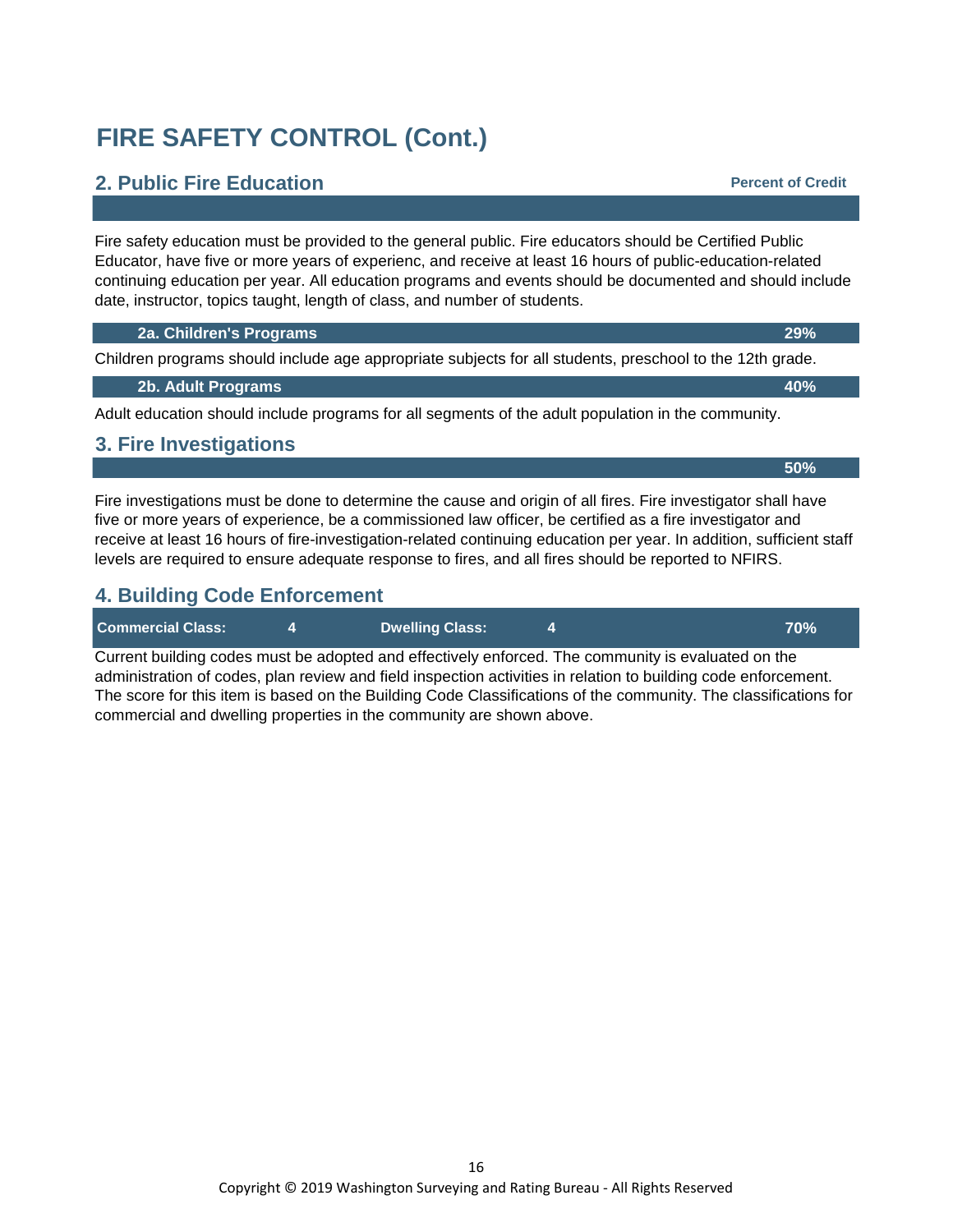# FIRE SAFETY CONTROL (Cont.)

## 2. Public Fire Education

**Percent of Credit**

Fire safety education must be provided to the general public. Fire educators should be Certified Public Educator, have five or more years of experienc, and receive at least 16 hours of public-education-related continuing education per year. All education programs and events should be documented and should include date, instructor, topics taught, length of class, and number of students.

**2a. Children's Programs** — **29%**

Children programs should include age appropriate subjects for all students, preschool to the 12th grade.

**2b. Adult Programs** — **40%**

Adult education should include programs for all segments of the adult population in the community.

## 3. Fire Investigations

**50%**

Fire investigations must be done to determine the cause and origin of all fires. Fire investigator shall have five or more years of experience, be a commissioned law officer, be certified as a fire investigator and receive at least 16 hours of fire-investigation-related continuing education per year. In addition, sufficient staff levels are required to ensure adequate response to fires, and all fires should be reported to NFIRS.

## 4. Building Code Enforcement

**Commercial Class:** 4 **Dwelling Class:** 4 **70%**

Current building codes must be adopted and effectively enforced. The community is evaluated on the administration of codes, plan review and field inspection activities in relation to building code enforcement. The score for this item is based on the Building Code Classifications of the community. The classifications for commercial and dwelling properties in the community are shown above.